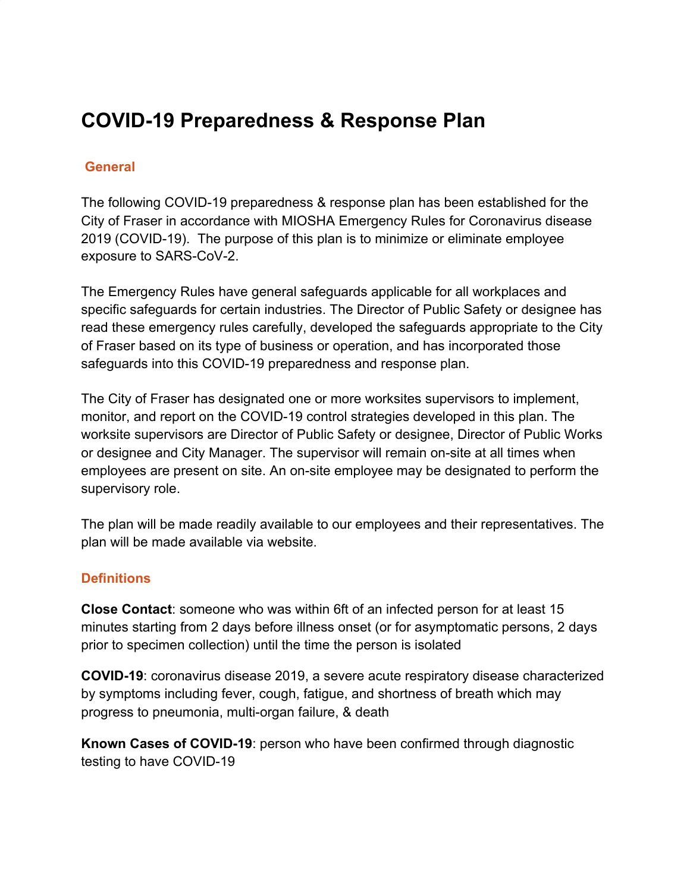# COVID-19 Preparedness & Response Plan

## General

The following COVID-19 preparedness & response plan has been established for the City of Fraser in accordance with MIOSHA Emergency Rules for Coronavirus disease 2019 (COVID-19). The purpose of this plan is to minimize or eliminate employee exposure to SARS-CoV-2.

The Emergency Rules have general safeguards applicable for all workplaces and specific safeguards for certain industries. The Director of Public Safety or designee has read these emergency rules carefully, developed the safeguards appropriate to the City of Fraser based on its type of business or operation, and has incorporated those safeguards into this COVID-19 preparedness and response plan.

The City of Fraser has designated one or more worksites supervisors to implement, monitor, and report on the COVID-19 control strategies developed in this plan. The worksite supervisors are Director of Public Safety or designee, Director of Public Works or designee and City Manager. The supervisor will remain on-site at all times when employees are present on site. An on-site employee may be designated to perform the supervisory role.

The plan will be made readily available to our employees and their representatives. The plan will be made available via website.

## Definitions

**Close Contact**: someone who was within 6ft of an infected person for at least 15 minutes starting from 2 days before illness onset (or for asymptomatic persons, 2 days prior to specimen collection) until the time the person is isolated

**COVID-19**: coronavirus disease 2019, a severe acute respiratory disease characterized by symptoms including fever, cough, fatigue, and shortness of breath which may progress to pneumonia, multi-organ failure, & death

**Known Cases of COVID-19**: person who have been confirmed through diagnostic testing to have COVID-19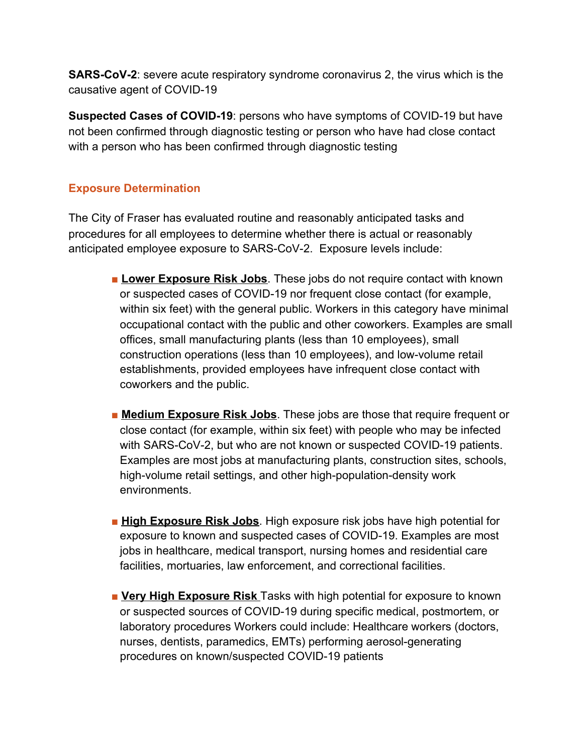**SARS-CoV-2**: severe acute respiratory syndrome coronavirus 2, the virus which is the causative agent of COVID-19

**Suspected Cases of COVID-19**: persons who have symptoms of COVID-19 but have not been confirmed through diagnostic testing or person who have had close contact with a person who has been confirmed through diagnostic testing

## Exposure Determination

The City of Fraser has evaluated routine and reasonably anticipated tasks and procedures for all employees to determine whether there is actual or reasonably anticipated employee exposure to SARS-CoV-2. Exposure levels include:

- **Lower Exposure Risk Jobs**. These jobs do not require contact with known or suspected cases of COVID-19 nor frequent close contact (for example, within six feet) with the general public. Workers in this category have minimal occupational contact with the public and other coworkers. Examples are small offices, small manufacturing plants (less than 10 employees), small construction operations (less than 10 employees), and low-volume retail establishments, provided employees have infrequent close contact with coworkers and the public.

- **Medium Exposure Risk Jobs**. These jobs are those that require frequent or close contact (for example, within six feet) with people who may be infected with SARS-CoV-2, but who are not known or suspected COVID-19 patients. Examples are most jobs at manufacturing plants, construction sites, schools, high-volume retail settings, and other high-population-density work environments.

- **High Exposure Risk Jobs**. High exposure risk jobs have high potential for exposure to known and suspected cases of COVID-19. Examples are most jobs in healthcare, medical transport, nursing homes and residential care facilities, mortuaries, law enforcement, and correctional facilities.

- **Very High Exposure Risk** Tasks with high potential for exposure to known or suspected sources of COVID-19 during specific medical, postmortem, or laboratory procedures Workers could include: Healthcare workers (doctors, nurses, dentists, paramedics, EMTs) performing aerosol-generating procedures on known/suspected COVID-19 patients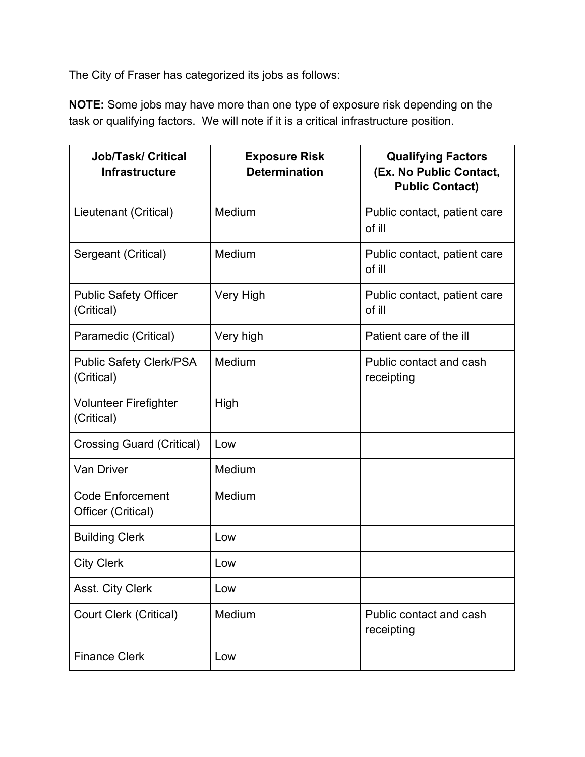The City of Fraser has categorized its jobs as follows:

**NOTE:** Some jobs may have more than one type of exposure risk depending on the task or qualifying factors. We will note if it is a critical infrastructure position.

| Job/Task/ Critical Infrastructure | Exposure Risk Determination | Qualifying Factors (Ex. No Public Contact, Public Contact) |
|---|---|---|
| Lieutenant (Critical) | Medium | Public contact, patient care of ill |
| Sergeant (Critical) | Medium | Public contact, patient care of ill |
| Public Safety Officer (Critical) | Very High | Public contact, patient care of ill |
| Paramedic (Critical) | Very high | Patient care of the ill |
| Public Safety Clerk/PSA (Critical) | Medium | Public contact and cash receipting |
| Volunteer Firefighter (Critical) | High | |
| Crossing Guard (Critical) | Low | |
| Van Driver | Medium | |
| Code Enforcement Officer (Critical) | Medium | |
| Building Clerk | Low | |
| City Clerk | Low | |
| Asst. City Clerk | Low | |
| Court Clerk (Critical) | Medium | Public contact and cash receipting |
| Finance Clerk | Low | |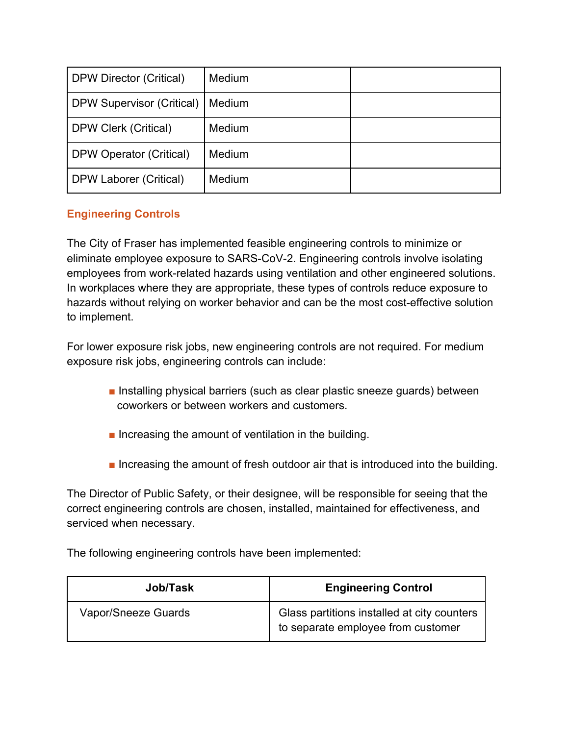| | | |
|---|---|---|
| DPW Director (Critical) | Medium | |
| DPW Supervisor (Critical) | Medium | |
| DPW Clerk (Critical) | Medium | |
| DPW Operator (Critical) | Medium | |
| DPW Laborer (Critical) | Medium | |

## Engineering Controls

The City of Fraser has implemented feasible engineering controls to minimize or eliminate employee exposure to SARS-CoV-2. Engineering controls involve isolating employees from work-related hazards using ventilation and other engineered solutions. In workplaces where they are appropriate, these types of controls reduce exposure to hazards without relying on worker behavior and can be the most cost-effective solution to implement.

For lower exposure risk jobs, new engineering controls are not required. For medium exposure risk jobs, engineering controls can include:

- Installing physical barriers (such as clear plastic sneeze guards) between coworkers or between workers and customers.
- Increasing the amount of ventilation in the building.
- Increasing the amount of fresh outdoor air that is introduced into the building.

The Director of Public Safety, or their designee, will be responsible for seeing that the correct engineering controls are chosen, installed, maintained for effectiveness, and serviced when necessary.

The following engineering controls have been implemented:

| Job/Task | Engineering Control |
|---|---|
| Vapor/Sneeze Guards | Glass partitions installed at city counters to separate employee from customer |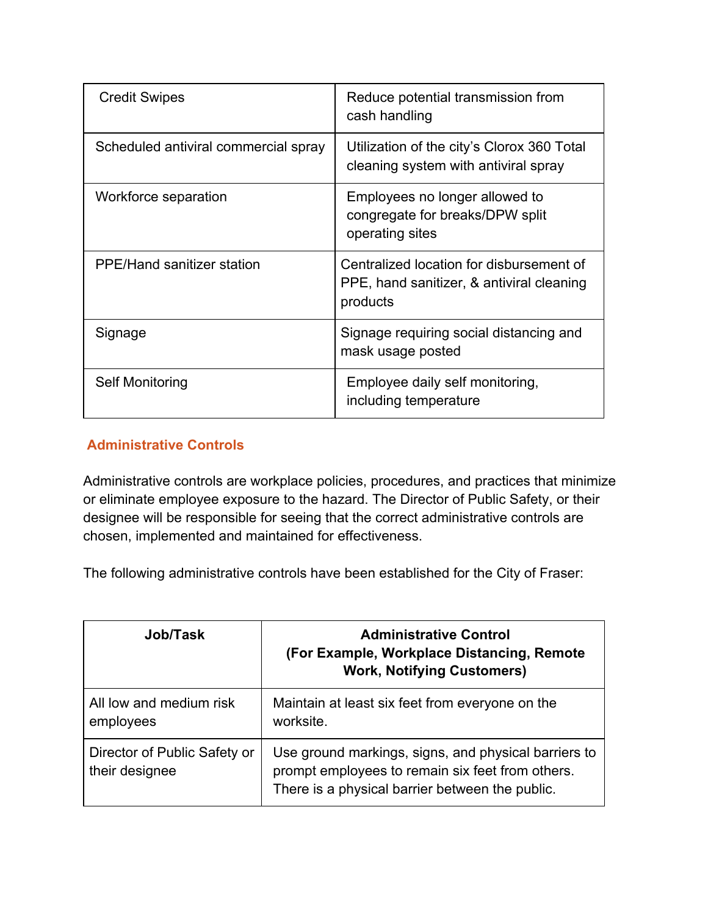| Credit Swipes | Reduce potential transmission from cash handling |
| --- | --- |
| Scheduled antiviral commercial spray | Utilization of the city's Clorox 360 Total cleaning system with antiviral spray |
| Workforce separation | Employees no longer allowed to congregate for breaks/DPW split operating sites |
| PPE/Hand sanitizer station | Centralized location for disbursement of PPE, hand sanitizer, & antiviral cleaning products |
| Signage | Signage requiring social distancing and mask usage posted |
| Self Monitoring | Employee daily self monitoring, including temperature |

## Administrative Controls

Administrative controls are workplace policies, procedures, and practices that minimize or eliminate employee exposure to the hazard. The Director of Public Safety, or their designee will be responsible for seeing that the correct administrative controls are chosen, implemented and maintained for effectiveness.

The following administrative controls have been established for the City of Fraser:

| Job/Task | Administrative Control (For Example, Workplace Distancing, Remote Work, Notifying Customers) |
| --- | --- |
| All low and medium risk employees | Maintain at least six feet from everyone on the worksite. |
| Director of Public Safety or their designee | Use ground markings, signs, and physical barriers to prompt employees to remain six feet from others. There is a physical barrier between the public. |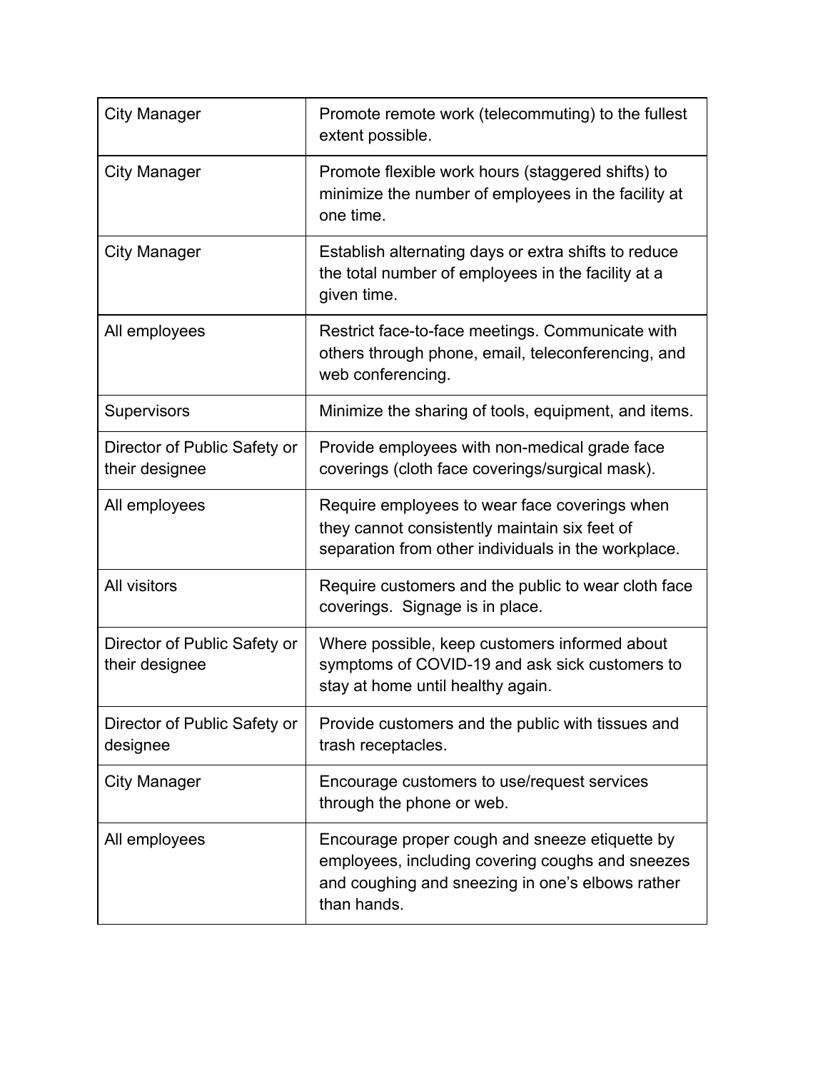| City Manager | Promote remote work (telecommuting) to the fullest extent possible. |
|---|---|
| City Manager | Promote flexible work hours (staggered shifts) to minimize the number of employees in the facility at one time. |
| City Manager | Establish alternating days or extra shifts to reduce the total number of employees in the facility at a given time. |
| All employees | Restrict face-to-face meetings. Communicate with others through phone, email, teleconferencing, and web conferencing. |
| Supervisors | Minimize the sharing of tools, equipment, and items. |
| Director of Public Safety or their designee | Provide employees with non-medical grade face coverings (cloth face coverings/surgical mask). |
| All employees | Require employees to wear face coverings when they cannot consistently maintain six feet of separation from other individuals in the workplace. |
| All visitors | Require customers and the public to wear cloth face coverings. Signage is in place. |
| Director of Public Safety or their designee | Where possible, keep customers informed about symptoms of COVID-19 and ask sick customers to stay at home until healthy again. |
| Director of Public Safety or designee | Provide customers and the public with tissues and trash receptacles. |
| City Manager | Encourage customers to use/request services through the phone or web. |
| All employees | Encourage proper cough and sneeze etiquette by employees, including covering coughs and sneezes and coughing and sneezing in one's elbows rather than hands. |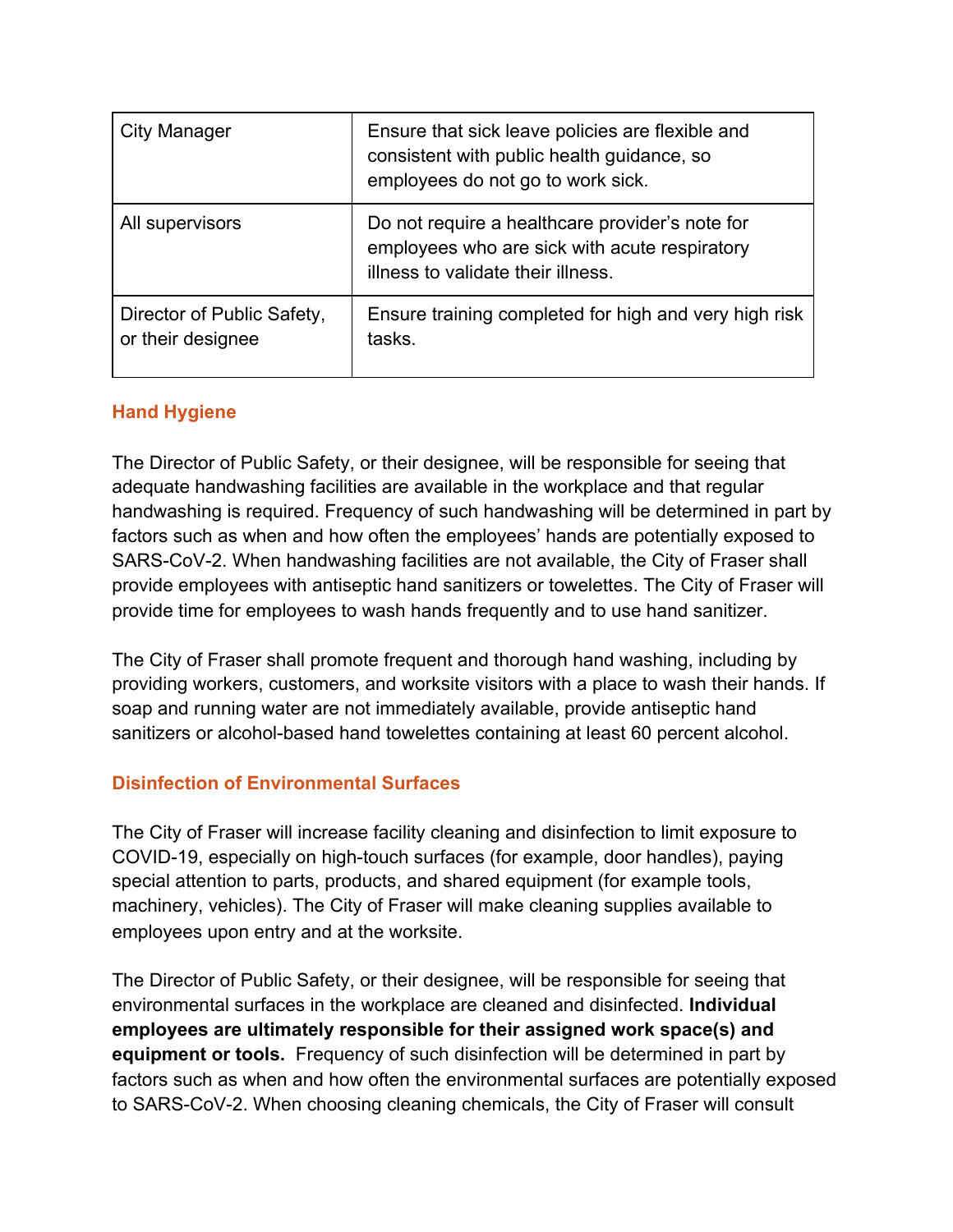| City Manager | Ensure that sick leave policies are flexible and consistent with public health guidance, so employees do not go to work sick. |
|---|---|
| All supervisors | Do not require a healthcare provider's note for employees who are sick with acute respiratory illness to validate their illness. |
| Director of Public Safety, or their designee | Ensure training completed for high and very high risk tasks. |

### Hand Hygiene

The Director of Public Safety, or their designee, will be responsible for seeing that adequate handwashing facilities are available in the workplace and that regular handwashing is required. Frequency of such handwashing will be determined in part by factors such as when and how often the employees' hands are potentially exposed to SARS-CoV-2. When handwashing facilities are not available, the City of Fraser shall provide employees with antiseptic hand sanitizers or towelettes. The City of Fraser will provide time for employees to wash hands frequently and to use hand sanitizer.

The City of Fraser shall promote frequent and thorough hand washing, including by providing workers, customers, and worksite visitors with a place to wash their hands. If soap and running water are not immediately available, provide antiseptic hand sanitizers or alcohol-based hand towelettes containing at least 60 percent alcohol.

### Disinfection of Environmental Surfaces

The City of Fraser will increase facility cleaning and disinfection to limit exposure to COVID-19, especially on high-touch surfaces (for example, door handles), paying special attention to parts, products, and shared equipment (for example tools, machinery, vehicles). The City of Fraser will make cleaning supplies available to employees upon entry and at the worksite.

The Director of Public Safety, or their designee, will be responsible for seeing that environmental surfaces in the workplace are cleaned and disinfected. **Individual employees are ultimately responsible for their assigned work space(s) and equipment or tools.** Frequency of such disinfection will be determined in part by factors such as when and how often the environmental surfaces are potentially exposed to SARS-CoV-2. When choosing cleaning chemicals, the City of Fraser will consult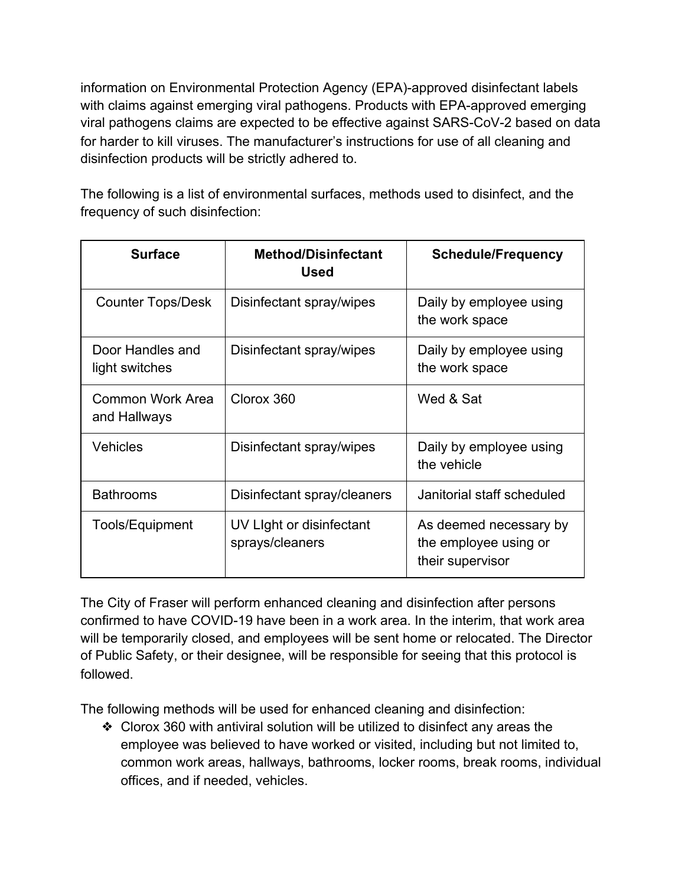information on Environmental Protection Agency (EPA)-approved disinfectant labels with claims against emerging viral pathogens. Products with EPA-approved emerging viral pathogens claims are expected to be effective against SARS-CoV-2 based on data for harder to kill viruses. The manufacturer's instructions for use of all cleaning and disinfection products will be strictly adhered to.

The following is a list of environmental surfaces, methods used to disinfect, and the frequency of such disinfection:

| Surface | Method/Disinfectant Used | Schedule/Frequency |
|---|---|---|
| Counter Tops/Desk | Disinfectant spray/wipes | Daily by employee using the work space |
| Door Handles and light switches | Disinfectant spray/wipes | Daily by employee using the work space |
| Common Work Area and Hallways | Clorox 360 | Wed & Sat |
| Vehicles | Disinfectant spray/wipes | Daily by employee using the vehicle |
| Bathrooms | Disinfectant spray/cleaners | Janitorial staff scheduled |
| Tools/Equipment | UV LIght or disinfectant sprays/cleaners | As deemed necessary by the employee using or their supervisor |

The City of Fraser will perform enhanced cleaning and disinfection after persons confirmed to have COVID-19 have been in a work area. In the interim, that work area will be temporarily closed, and employees will be sent home or relocated. The Director of Public Safety, or their designee, will be responsible for seeing that this protocol is followed.

The following methods will be used for enhanced cleaning and disinfection:

- Clorox 360 with antiviral solution will be utilized to disinfect any areas the employee was believed to have worked or visited, including but not limited to, common work areas, hallways, bathrooms, locker rooms, break rooms, individual offices, and if needed, vehicles.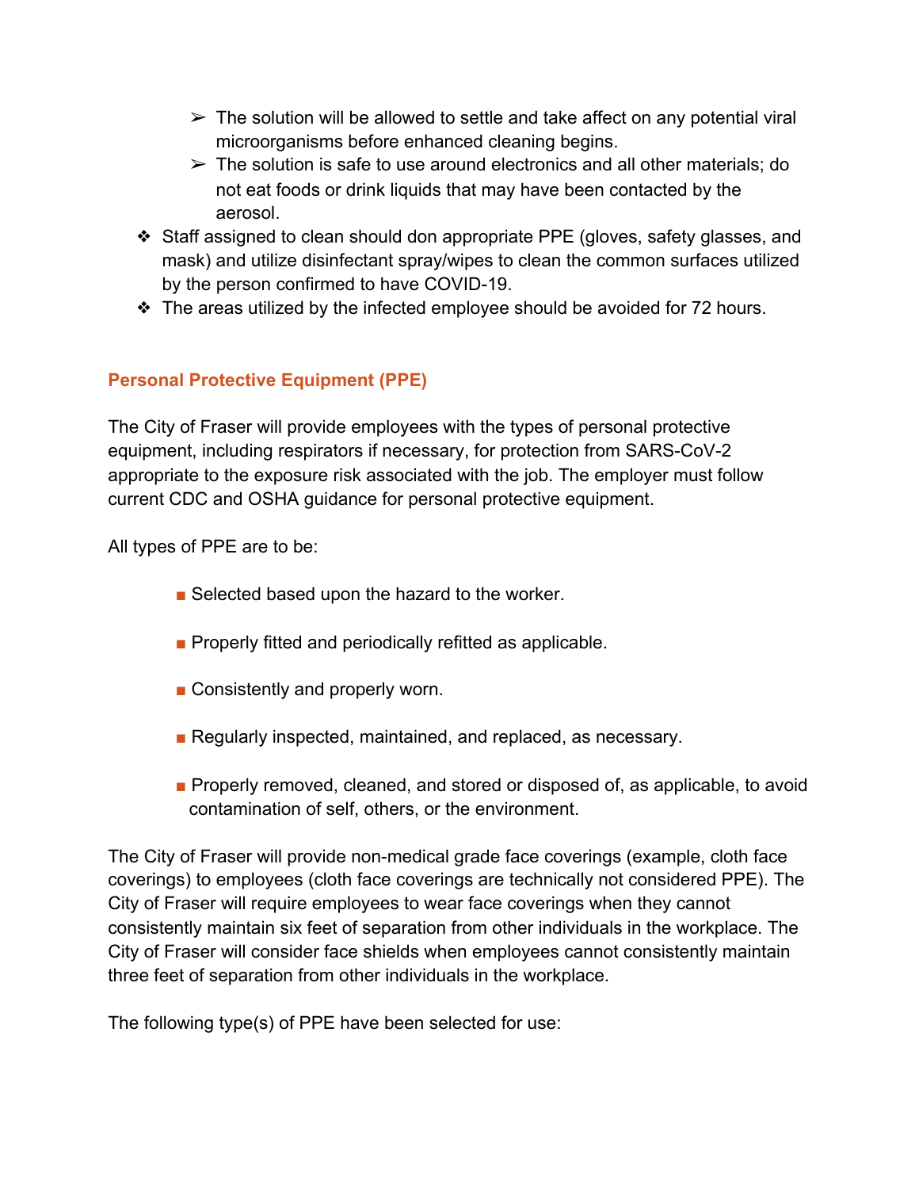- The solution will be allowed to settle and take affect on any potential viral microorganisms before enhanced cleaning begins.
   - The solution is safe to use around electronics and all other materials; do not eat foods or drink liquids that may have been contacted by the aerosol.
- Staff assigned to clean should don appropriate PPE (gloves, safety glasses, and mask) and utilize disinfectant spray/wipes to clean the common surfaces utilized by the person confirmed to have COVID-19.
- The areas utilized by the infected employee should be avoided for 72 hours.

## Personal Protective Equipment (PPE)

The City of Fraser will provide employees with the types of personal protective equipment, including respirators if necessary, for protection from SARS-CoV-2 appropriate to the exposure risk associated with the job. The employer must follow current CDC and OSHA guidance for personal protective equipment.

All types of PPE are to be:

- Selected based upon the hazard to the worker.
- Properly fitted and periodically refitted as applicable.
- Consistently and properly worn.
- Regularly inspected, maintained, and replaced, as necessary.
- Properly removed, cleaned, and stored or disposed of, as applicable, to avoid contamination of self, others, or the environment.

The City of Fraser will provide non-medical grade face coverings (example, cloth face coverings) to employees (cloth face coverings are technically not considered PPE). The City of Fraser will require employees to wear face coverings when they cannot consistently maintain six feet of separation from other individuals in the workplace. The City of Fraser will consider face shields when employees cannot consistently maintain three feet of separation from other individuals in the workplace.

The following type(s) of PPE have been selected for use: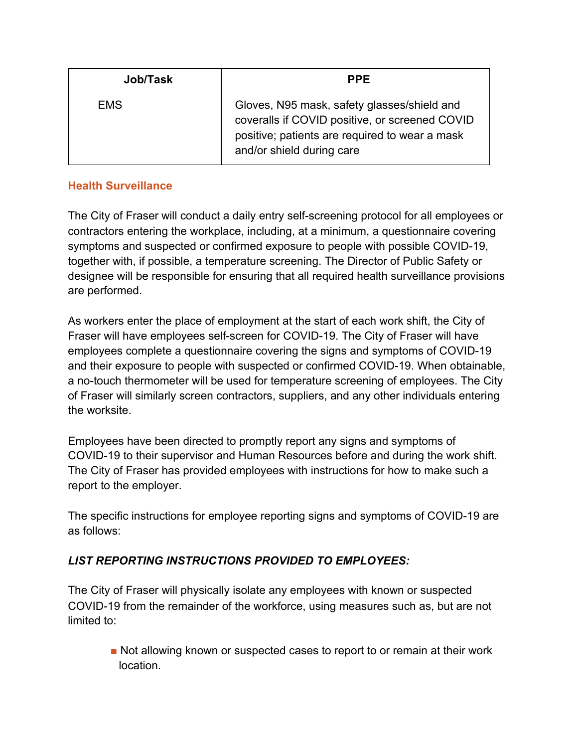| Job/Task | PPE |
| --- | --- |
| EMS | Gloves, N95 mask, safety glasses/shield and coveralls if COVID positive, or screened COVID positive; patients are required to wear a mask and/or shield during care |

## Health Surveillance

The City of Fraser will conduct a daily entry self-screening protocol for all employees or contractors entering the workplace, including, at a minimum, a questionnaire covering symptoms and suspected or confirmed exposure to people with possible COVID-19, together with, if possible, a temperature screening. The Director of Public Safety or designee will be responsible for ensuring that all required health surveillance provisions are performed.

As workers enter the place of employment at the start of each work shift, the City of Fraser will have employees self-screen for COVID-19. The City of Fraser will have employees complete a questionnaire covering the signs and symptoms of COVID-19 and their exposure to people with suspected or confirmed COVID-19. When obtainable, a no-touch thermometer will be used for temperature screening of employees. The City of Fraser will similarly screen contractors, suppliers, and any other individuals entering the worksite.

Employees have been directed to promptly report any signs and symptoms of COVID-19 to their supervisor and Human Resources before and during the work shift. The City of Fraser has provided employees with instructions for how to make such a report to the employer.

The specific instructions for employee reporting signs and symptoms of COVID-19 are as follows:

***LIST REPORTING INSTRUCTIONS PROVIDED TO EMPLOYEES:***

The City of Fraser will physically isolate any employees with known or suspected COVID-19 from the remainder of the workforce, using measures such as, but are not limited to:

- Not allowing known or suspected cases to report to or remain at their work location.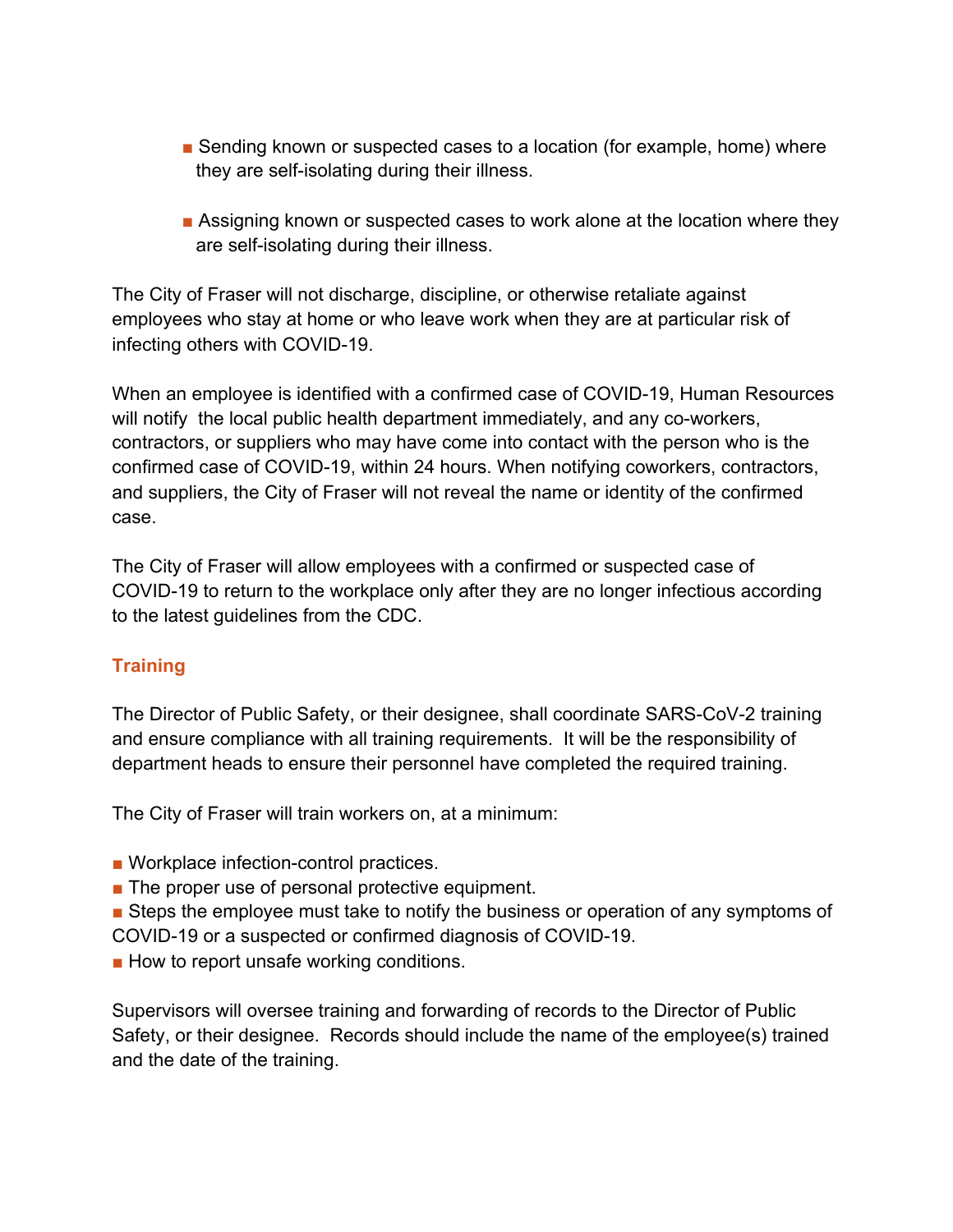- Sending known or suspected cases to a location (for example, home) where they are self-isolating during their illness.

- Assigning known or suspected cases to work alone at the location where they are self-isolating during their illness.

The City of Fraser will not discharge, discipline, or otherwise retaliate against employees who stay at home or who leave work when they are at particular risk of infecting others with COVID-19.

When an employee is identified with a confirmed case of COVID-19, Human Resources will notify the local public health department immediately, and any co-workers, contractors, or suppliers who may have come into contact with the person who is the confirmed case of COVID-19, within 24 hours. When notifying coworkers, contractors, and suppliers, the City of Fraser will not reveal the name or identity of the confirmed case.

The City of Fraser will allow employees with a confirmed or suspected case of COVID-19 to return to the workplace only after they are no longer infectious according to the latest guidelines from the CDC.

## Training

The Director of Public Safety, or their designee, shall coordinate SARS-CoV-2 training and ensure compliance with all training requirements. It will be the responsibility of department heads to ensure their personnel have completed the required training.

The City of Fraser will train workers on, at a minimum:

- Workplace infection-control practices.
- The proper use of personal protective equipment.
- Steps the employee must take to notify the business or operation of any symptoms of COVID-19 or a suspected or confirmed diagnosis of COVID-19.
- How to report unsafe working conditions.

Supervisors will oversee training and forwarding of records to the Director of Public Safety, or their designee. Records should include the name of the employee(s) trained and the date of the training.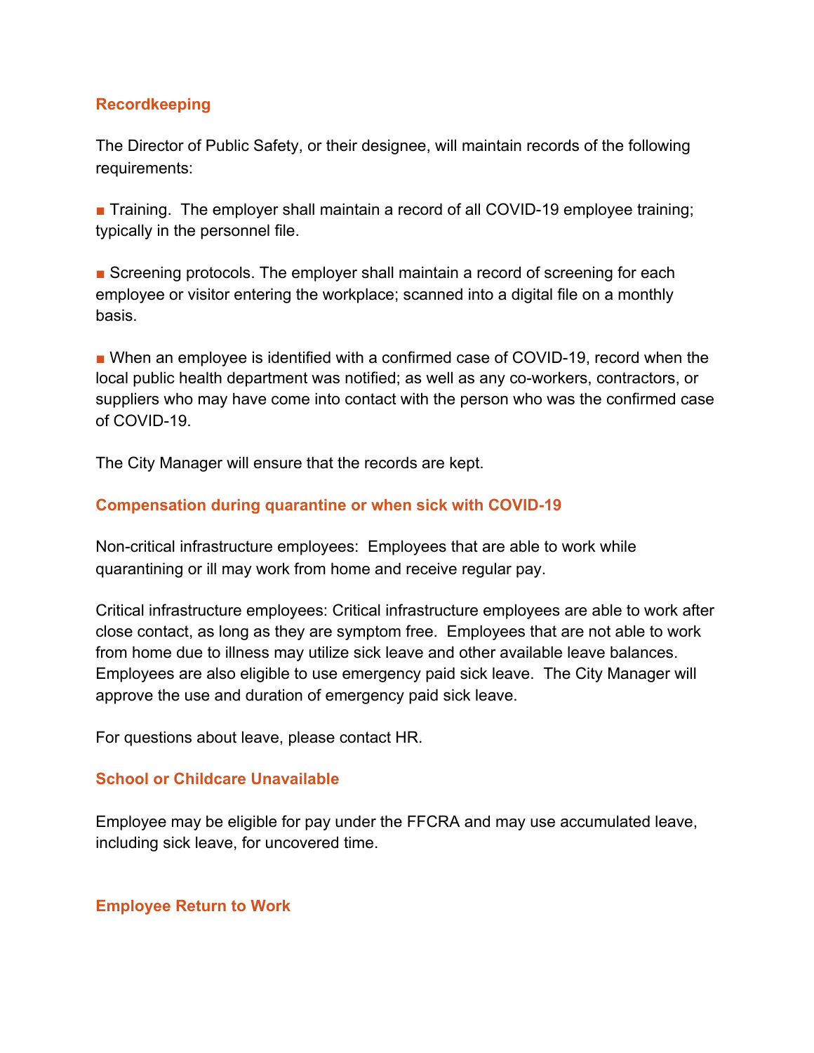## Recordkeeping

The Director of Public Safety, or their designee, will maintain records of the following requirements:

- Training. The employer shall maintain a record of all COVID-19 employee training; typically in the personnel file.

- Screening protocols. The employer shall maintain a record of screening for each employee or visitor entering the workplace; scanned into a digital file on a monthly basis.

- When an employee is identified with a confirmed case of COVID-19, record when the local public health department was notified; as well as any co-workers, contractors, or suppliers who may have come into contact with the person who was the confirmed case of COVID-19.

The City Manager will ensure that the records are kept.

## Compensation during quarantine or when sick with COVID-19

Non-critical infrastructure employees: Employees that are able to work while quarantining or ill may work from home and receive regular pay.

Critical infrastructure employees: Critical infrastructure employees are able to work after close contact, as long as they are symptom free. Employees that are not able to work from home due to illness may utilize sick leave and other available leave balances. Employees are also eligible to use emergency paid sick leave. The City Manager will approve the use and duration of emergency paid sick leave.

For questions about leave, please contact HR.

## School or Childcare Unavailable

Employee may be eligible for pay under the FFCRA and may use accumulated leave, including sick leave, for uncovered time.

## Employee Return to Work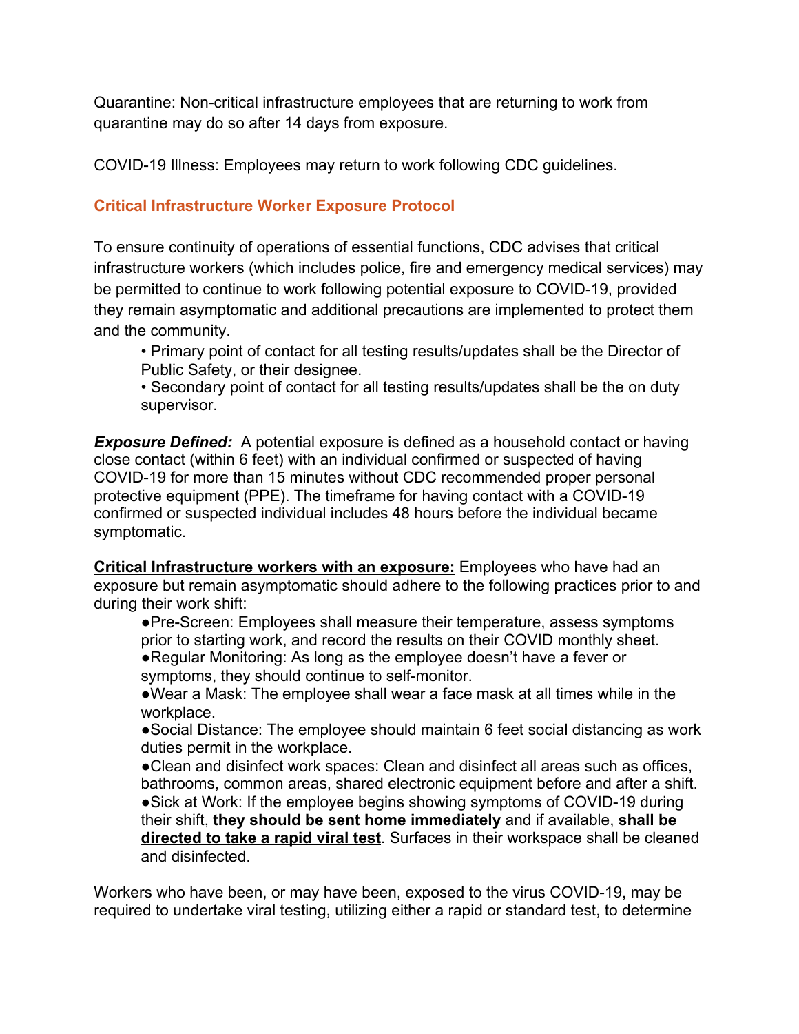Quarantine: Non-critical infrastructure employees that are returning to work from quarantine may do so after 14 days from exposure.

COVID-19 Illness: Employees may return to work following CDC guidelines.

### Critical Infrastructure Worker Exposure Protocol

To ensure continuity of operations of essential functions, CDC advises that critical infrastructure workers (which includes police, fire and emergency medical services) may be permitted to continue to work following potential exposure to COVID-19, provided they remain asymptomatic and additional precautions are implemented to protect them and the community.

- Primary point of contact for all testing results/updates shall be the Director of Public Safety, or their designee.
- Secondary point of contact for all testing results/updates shall be the on duty supervisor.

***Exposure Defined:*** A potential exposure is defined as a household contact or having close contact (within 6 feet) with an individual confirmed or suspected of having COVID-19 for more than 15 minutes without CDC recommended proper personal protective equipment (PPE). The timeframe for having contact with a COVID-19 confirmed or suspected individual includes 48 hours before the individual became symptomatic.

**<u>Critical Infrastructure workers with an exposure:</u>** Employees who have had an exposure but remain asymptomatic should adhere to the following practices prior to and during their work shift:

- Pre-Screen: Employees shall measure their temperature, assess symptoms prior to starting work, and record the results on their COVID monthly sheet.
- Regular Monitoring: As long as the employee doesn't have a fever or symptoms, they should continue to self-monitor.
- Wear a Mask: The employee shall wear a face mask at all times while in the workplace.
- Social Distance: The employee should maintain 6 feet social distancing as work duties permit in the workplace.
- Clean and disinfect work spaces: Clean and disinfect all areas such as offices, bathrooms, common areas, shared electronic equipment before and after a shift.
- Sick at Work: If the employee begins showing symptoms of COVID-19 during their shift, **<u>they should be sent home immediately</u>** and if available, **<u>shall be directed to take a rapid viral test</u>**. Surfaces in their workspace shall be cleaned and disinfected.

Workers who have been, or may have been, exposed to the virus COVID-19, may be required to undertake viral testing, utilizing either a rapid or standard test, to determine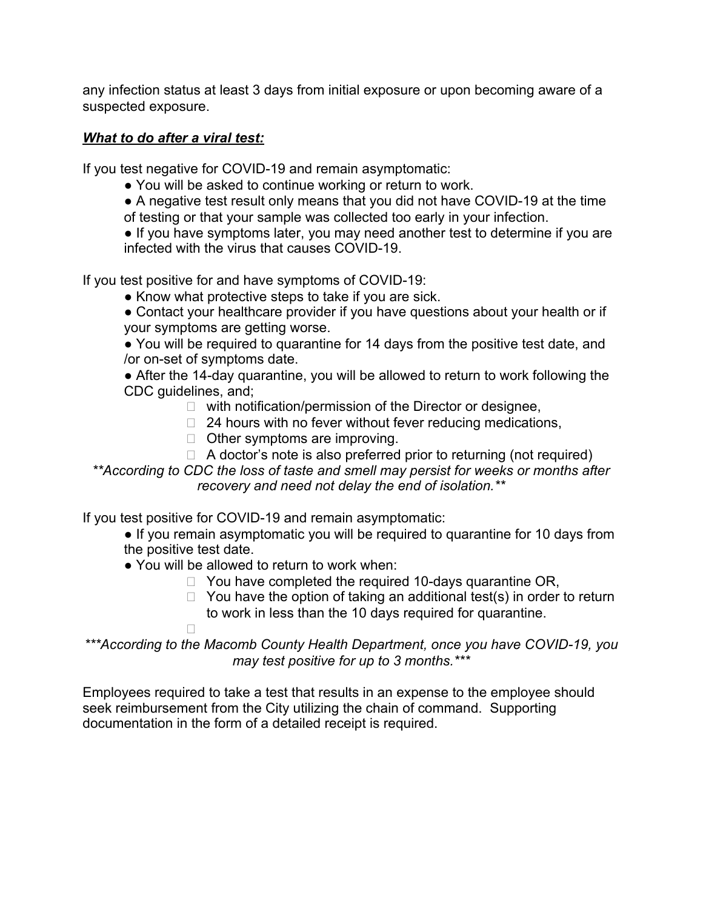any infection status at least 3 days from initial exposure or upon becoming aware of a suspected exposure.

***What to do after a viral test:***

If you test negative for COVID-19 and remain asymptomatic:

- You will be asked to continue working or return to work.
- A negative test result only means that you did not have COVID-19 at the time of testing or that your sample was collected too early in your infection.
- If you have symptoms later, you may need another test to determine if you are infected with the virus that causes COVID-19.

If you test positive for and have symptoms of COVID-19:

- Know what protective steps to take if you are sick.
- Contact your healthcare provider if you have questions about your health or if your symptoms are getting worse.
- You will be required to quarantine for 14 days from the positive test date, and /or on-set of symptoms date.
- After the 14-day quarantine, you will be allowed to return to work following the CDC guidelines, and;
    - with notification/permission of the Director or designee,
    - 24 hours with no fever without fever reducing medications,
    - Other symptoms are improving.
    - A doctor's note is also preferred prior to returning (not required)

***According to CDC the loss of taste and smell may persist for weeks or months after recovery and need not delay the end of isolation.***

If you test positive for COVID-19 and remain asymptomatic:

- If you remain asymptomatic you will be required to quarantine for 10 days from the positive test date.
- You will be allowed to return to work when:
    - You have completed the required 10-days quarantine OR,
    - You have the option of taking an additional test(s) in order to return to work in less than the 10 days required for quarantine.

****According to the Macomb County Health Department, once you have COVID-19, you may test positive for up to 3 months.****

Employees required to take a test that results in an expense to the employee should seek reimbursement from the City utilizing the chain of command. Supporting documentation in the form of a detailed receipt is required.